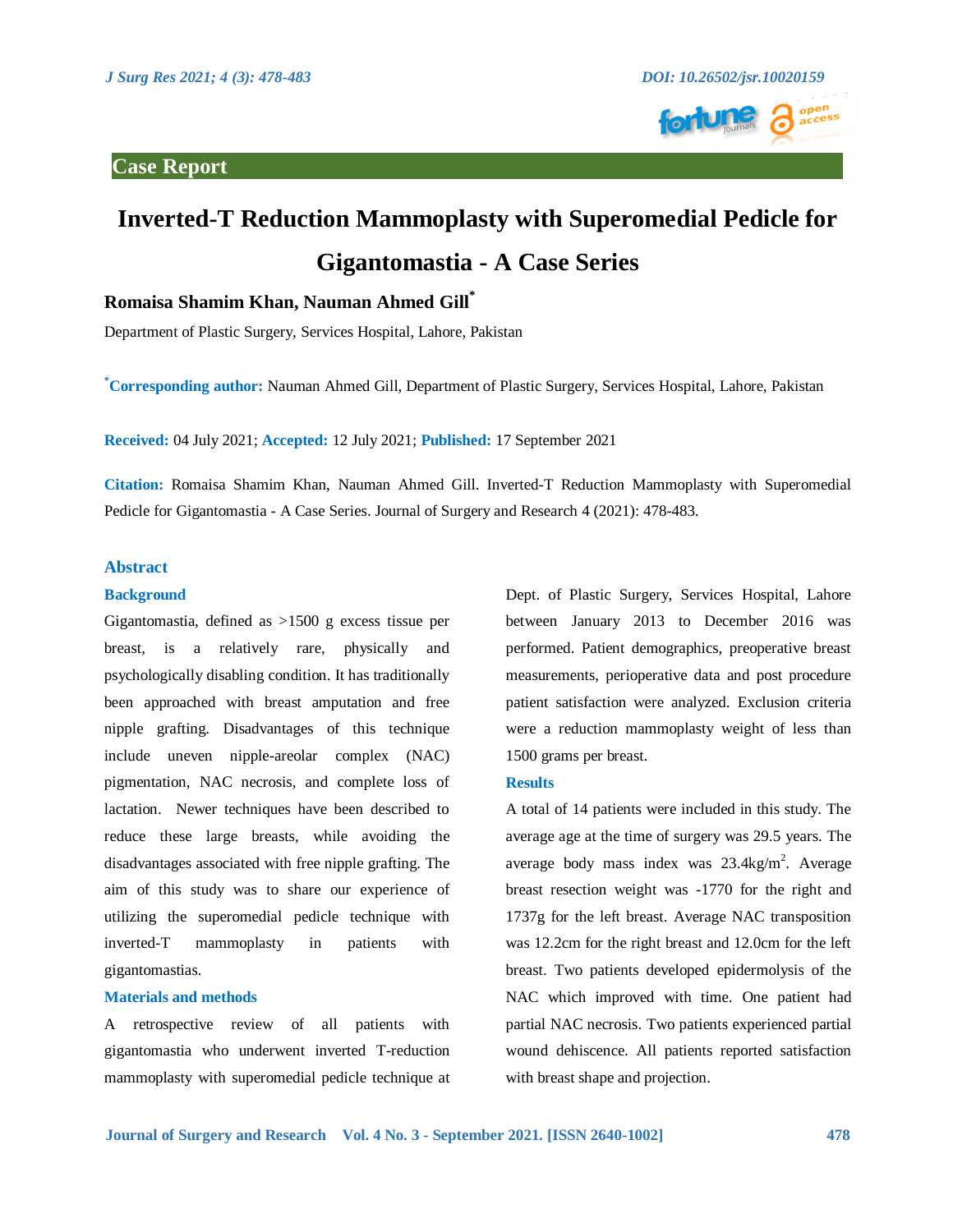## Case Report

# Inverted-T Reduction Mammoplasty with Superomedial Pedicle for Gigantomastia - A Case Series

**Romaisa Shamim Khan, Nauman Ahmed Gill***

Department of Plastic Surgery, Services Hospital, Lahore, Pakistan

***Corresponding author:** Nauman Ahmed Gill, Department of Plastic Surgery, Services Hospital, Lahore, Pakistan

**Received:** 04 July 2021; **Accepted:** 12 July 2021; **Published:** 17 September 2021

**Citation:** Romaisa Shamim Khan, Nauman Ahmed Gill. Inverted-T Reduction Mammoplasty with Superomedial Pedicle for Gigantomastia - A Case Series. Journal of Surgery and Research 4 (2021): 478-483.

## Abstract

### Background

Gigantomastia, defined as >1500 g excess tissue per breast, is a relatively rare, physically and psychologically disabling condition. It has traditionally been approached with breast amputation and free nipple grafting. Disadvantages of this technique include uneven nipple-areolar complex (NAC) pigmentation, NAC necrosis, and complete loss of lactation. Newer techniques have been described to reduce these large breasts, while avoiding the disadvantages associated with free nipple grafting. The aim of this study was to share our experience of utilizing the superomedial pedicle technique with inverted-T mammoplasty in patients with gigantomastias.

### Materials and methods

A retrospective review of all patients with gigantomastia who underwent inverted T-reduction mammoplasty with superomedial pedicle technique at Dept. of Plastic Surgery, Services Hospital, Lahore between January 2013 to December 2016 was performed. Patient demographics, preoperative breast measurements, perioperative data and post procedure patient satisfaction were analyzed. Exclusion criteria were a reduction mammoplasty weight of less than 1500 grams per breast.

### Results

A total of 14 patients were included in this study. The average age at the time of surgery was 29.5 years. The average body mass index was 23.4kg/m$^2$. Average breast resection weight was -1770 for the right and 1737g for the left breast. Average NAC transposition was 12.2cm for the right breast and 12.0cm for the left breast. Two patients developed epidermolysis of the NAC which improved with time. One patient had partial NAC necrosis. Two patients experienced partial wound dehiscence. All patients reported satisfaction with breast shape and projection.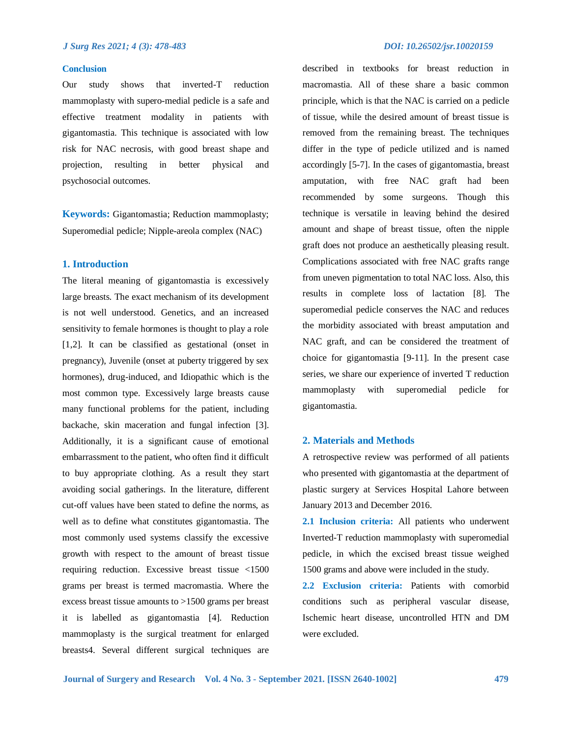### Conclusion

Our study shows that inverted-T reduction mammoplasty with supero-medial pedicle is a safe and effective treatment modality in patients with gigantomastia. This technique is associated with low risk for NAC necrosis, with good breast shape and projection, resulting in better physical and psychosocial outcomes.

**Keywords:** Gigantomastia; Reduction mammoplasty; Superomedial pedicle; Nipple-areola complex (NAC)

## 1. Introduction

The literal meaning of gigantomastia is excessively large breasts. The exact mechanism of its development is not well understood. Genetics, and an increased sensitivity to female hormones is thought to play a role [1,2]. It can be classified as gestational (onset in pregnancy), Juvenile (onset at puberty triggered by sex hormones), drug-induced, and Idiopathic which is the most common type. Excessively large breasts cause many functional problems for the patient, including backache, skin maceration and fungal infection [3]. Additionally, it is a significant cause of emotional embarrassment to the patient, who often find it difficult to buy appropriate clothing. As a result they start avoiding social gatherings. In the literature, different cut-off values have been stated to define the norms, as well as to define what constitutes gigantomastia. The most commonly used systems classify the excessive growth with respect to the amount of breast tissue requiring reduction. Excessive breast tissue <1500 grams per breast is termed macromastia. Where the excess breast tissue amounts to >1500 grams per breast it is labelled as gigantomastia [4]. Reduction mammoplasty is the surgical treatment for enlarged breasts4. Several different surgical techniques are described in textbooks for breast reduction in macromastia. All of these share a basic common principle, which is that the NAC is carried on a pedicle of tissue, while the desired amount of breast tissue is removed from the remaining breast. The techniques differ in the type of pedicle utilized and is named accordingly [5-7]. In the cases of gigantomastia, breast amputation, with free NAC graft had been recommended by some surgeons. Though this technique is versatile in leaving behind the desired amount and shape of breast tissue, often the nipple graft does not produce an aesthetically pleasing result. Complications associated with free NAC grafts range from uneven pigmentation to total NAC loss. Also, this results in complete loss of lactation [8]. The superomedial pedicle conserves the NAC and reduces the morbidity associated with breast amputation and NAC graft, and can be considered the treatment of choice for gigantomastia [9-11]. In the present case series, we share our experience of inverted T reduction mammoplasty with superomedial pedicle for gigantomastia.

## 2. Materials and Methods

A retrospective review was performed of all patients who presented with gigantomastia at the department of plastic surgery at Services Hospital Lahore between January 2013 and December 2016.

**2.1 Inclusion criteria:** All patients who underwent Inverted-T reduction mammoplasty with superomedial pedicle, in which the excised breast tissue weighed 1500 grams and above were included in the study.

**2.2 Exclusion criteria:** Patients with comorbid conditions such as peripheral vascular disease, Ischemic heart disease, uncontrolled HTN and DM were excluded.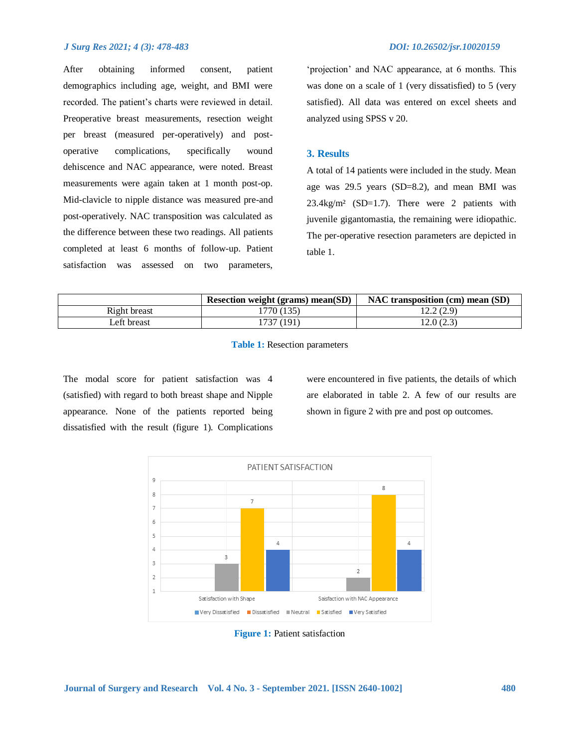After obtaining informed consent, patient demographics including age, weight, and BMI were recorded. The patient's charts were reviewed in detail. Preoperative breast measurements, resection weight per breast (measured per-operatively) and post-operative complications, specifically wound dehiscence and NAC appearance, were noted. Breast measurements were again taken at 1 month post-op. Mid-clavicle to nipple distance was measured pre-and post-operatively. NAC transposition was calculated as the difference between these two readings. All patients completed at least 6 months of follow-up. Patient satisfaction was assessed on two parameters, 'projection' and NAC appearance, at 6 months. This was done on a scale of 1 (very dissatisfied) to 5 (very satisfied). All data was entered on excel sheets and analyzed using SPSS v 20.

## 3. Results

A total of 14 patients were included in the study. Mean age was 29.5 years (SD=8.2), and mean BMI was 23.4kg/m² (SD=1.7). There were 2 patients with juvenile gigantomastia, the remaining were idiopathic. The per-operative resection parameters are depicted in table 1.

| | Resection weight (grams) mean(SD) | NAC transposition (cm) mean (SD) |
|---|---|---|
| Right breast | 1770 (135) | 12.2 (2.9) |
| Left breast | 1737 (191) | 12.0 (2.3) |

**Table 1:** Resection parameters

The modal score for patient satisfaction was 4 (satisfied) with regard to both breast shape and Nipple appearance. None of the patients reported being dissatisfied with the result (figure 1). Complications were encountered in five patients, the details of which are elaborated in table 2. A few of our results are shown in figure 2 with pre and post op outcomes.

PATIENT SATISFACTION

9
8
7
6
5
4
3
2
1

3
7
4
2
8
4

Satisfaction with Shape
Saisfaction with NAC Appearance

Very Dissatisfied
Dissatisfied
Neutral
Satisfied
Very Satisfied

**Figure 1:** Patient satisfaction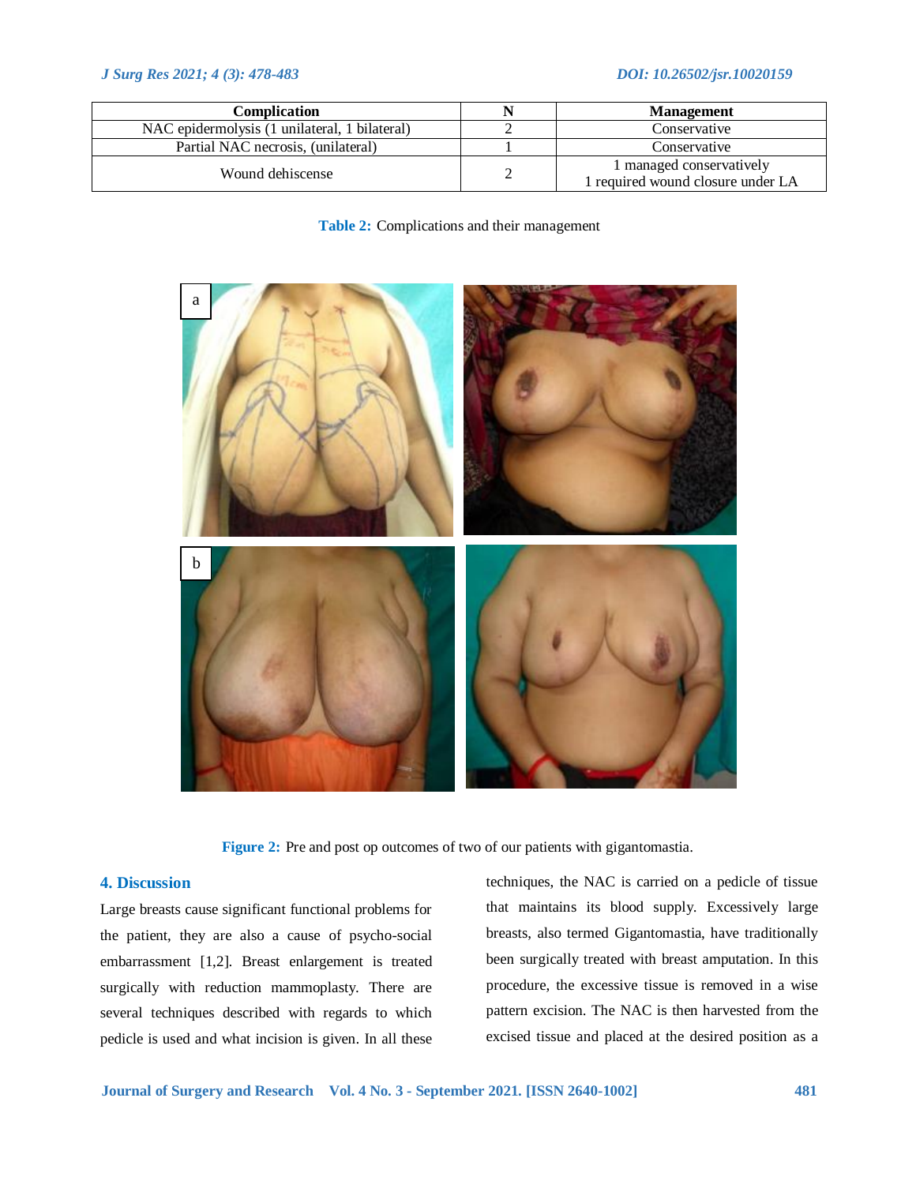| Complication | N | Management |
|---|---|---|
| NAC epidermolysis (1 unilateral, 1 bilateral) | 2 | Conservative |
| Partial NAC necrosis, (unilateral) | 1 | Conservative |
| Wound dehiscense | 2 | 1 managed conservatively<br>1 required wound closure under LA |

**Table 2:** Complications and their management

**Figure 2:** Pre and post op outcomes of two of our patients with gigantomastia.

## 4. Discussion

Large breasts cause significant functional problems for the patient, they are also a cause of psycho-social embarrassment [1,2]. Breast enlargement is treated surgically with reduction mammoplasty. There are several techniques described with regards to which pedicle is used and what incision is given. In all these techniques, the NAC is carried on a pedicle of tissue that maintains its blood supply. Excessively large breasts, also termed Gigantomastia, have traditionally been surgically treated with breast amputation. In this procedure, the excessive tissue is removed in a wise pattern excision. The NAC is then harvested from the excised tissue and placed at the desired position as a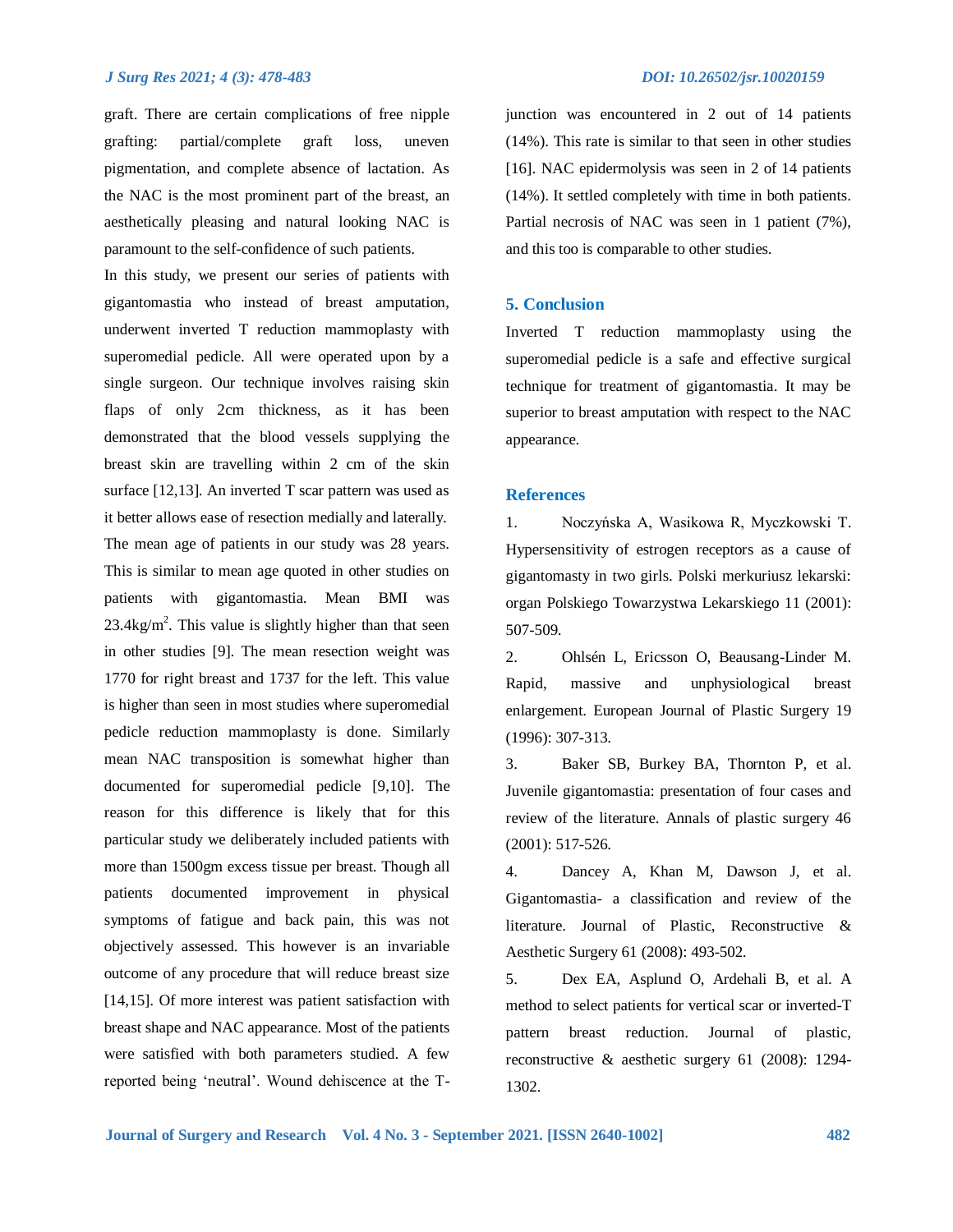graft. There are certain complications of free nipple grafting: partial/complete graft loss, uneven pigmentation, and complete absence of lactation. As the NAC is the most prominent part of the breast, an aesthetically pleasing and natural looking NAC is paramount to the self-confidence of such patients.

In this study, we present our series of patients with gigantomastia who instead of breast amputation, underwent inverted T reduction mammoplasty with superomedial pedicle. All were operated upon by a single surgeon. Our technique involves raising skin flaps of only 2cm thickness, as it has been demonstrated that the blood vessels supplying the breast skin are travelling within 2 cm of the skin surface [12,13]. An inverted T scar pattern was used as it better allows ease of resection medially and laterally.

The mean age of patients in our study was 28 years. This is similar to mean age quoted in other studies on patients with gigantomastia. Mean BMI was 23.4kg/m$^2$. This value is slightly higher than that seen in other studies [9]. The mean resection weight was 1770 for right breast and 1737 for the left. This value is higher than seen in most studies where superomedial pedicle reduction mammoplasty is done. Similarly mean NAC transposition is somewhat higher than documented for superomedial pedicle [9,10]. The reason for this difference is likely that for this particular study we deliberately included patients with more than 1500gm excess tissue per breast. Though all patients documented improvement in physical symptoms of fatigue and back pain, this was not objectively assessed. This however is an invariable outcome of any procedure that will reduce breast size [14,15]. Of more interest was patient satisfaction with breast shape and NAC appearance. Most of the patients were satisfied with both parameters studied. A few reported being 'neutral'. Wound dehiscence at the T-junction was encountered in 2 out of 14 patients (14%). This rate is similar to that seen in other studies [16]. NAC epidermolysis was seen in 2 of 14 patients (14%). It settled completely with time in both patients. Partial necrosis of NAC was seen in 1 patient (7%), and this too is comparable to other studies.

## 5. Conclusion

Inverted T reduction mammoplasty using the superomedial pedicle is a safe and effective surgical technique for treatment of gigantomastia. It may be superior to breast amputation with respect to the NAC appearance.

## References

1. Noczyńska A, Wasikowa R, Myczkowski T. Hypersensitivity of estrogen receptors as a cause of gigantomasty in two girls. Polski merkuriusz lekarski: organ Polskiego Towarzystwa Lekarskiego 11 (2001): 507-509.
2. Ohlsén L, Ericsson O, Beausang-Linder M. Rapid, massive and unphysiological breast enlargement. European Journal of Plastic Surgery 19 (1996): 307-313.
3. Baker SB, Burkey BA, Thornton P, et al. Juvenile gigantomastia: presentation of four cases and review of the literature. Annals of plastic surgery 46 (2001): 517-526.
4. Dancey A, Khan M, Dawson J, et al. Gigantomastia- a classification and review of the literature. Journal of Plastic, Reconstructive & Aesthetic Surgery 61 (2008): 493-502.
5. Dex EA, Asplund O, Ardehali B, et al. A method to select patients for vertical scar or inverted-T pattern breast reduction. Journal of plastic, reconstructive & aesthetic surgery 61 (2008): 1294-1302.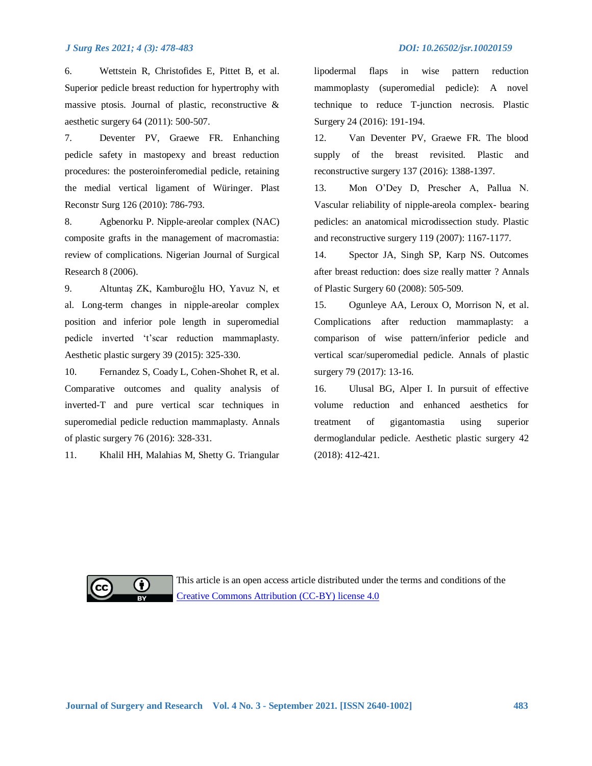6. Wettstein R, Christofides E, Pittet B, et al. Superior pedicle breast reduction for hypertrophy with massive ptosis. Journal of plastic, reconstructive & aesthetic surgery 64 (2011): 500-507.
7. Deventer PV, Graewe FR. Enhanching pedicle safety in mastopexy and breast reduction procedures: the posteroinferomedial pedicle, retaining the medial vertical ligament of Würinger. Plast Reconstr Surg 126 (2010): 786-793.
8. Agbenorku P. Nipple-areolar complex (NAC) composite grafts in the management of macromastia: review of complications. Nigerian Journal of Surgical Research 8 (2006).
9. Altuntaş ZK, Kamburoğlu HO, Yavuz N, et al. Long-term changes in nipple-areolar complex position and inferior pole length in superomedial pedicle inverted 't'scar reduction mammaplasty. Aesthetic plastic surgery 39 (2015): 325-330.
10. Fernandez S, Coady L, Cohen-Shohet R, et al. Comparative outcomes and quality analysis of inverted-T and pure vertical scar techniques in superomedial pedicle reduction mammaplasty. Annals of plastic surgery 76 (2016): 328-331.
11. Khalil HH, Malahias M, Shetty G. Triangular lipodermal flaps in wise pattern reduction mammoplasty (superomedial pedicle): A novel technique to reduce T-junction necrosis. Plastic Surgery 24 (2016): 191-194.
12. Van Deventer PV, Graewe FR. The blood supply of the breast revisited. Plastic and reconstructive surgery 137 (2016): 1388-1397.
13. Mon O'Dey D, Prescher A, Pallua N. Vascular reliability of nipple-areola complex- bearing pedicles: an anatomical microdissection study. Plastic and reconstructive surgery 119 (2007): 1167-1177.
14. Spector JA, Singh SP, Karp NS. Outcomes after breast reduction: does size really matter ? Annals of Plastic Surgery 60 (2008): 505-509.
15. Ogunleye AA, Leroux O, Morrison N, et al. Complications after reduction mammaplasty: a comparison of wise pattern/inferior pedicle and vertical scar/superomedial pedicle. Annals of plastic surgery 79 (2017): 13-16.
16. Ulusal BG, Alper I. In pursuit of effective volume reduction and enhanced aesthetics for treatment of gigantomastia using superior dermoglandular pedicle. Aesthetic plastic surgery 42 (2018): 412-421.

This article is an open access article distributed under the terms and conditions of the Creative Commons Attribution (CC-BY) license 4.0